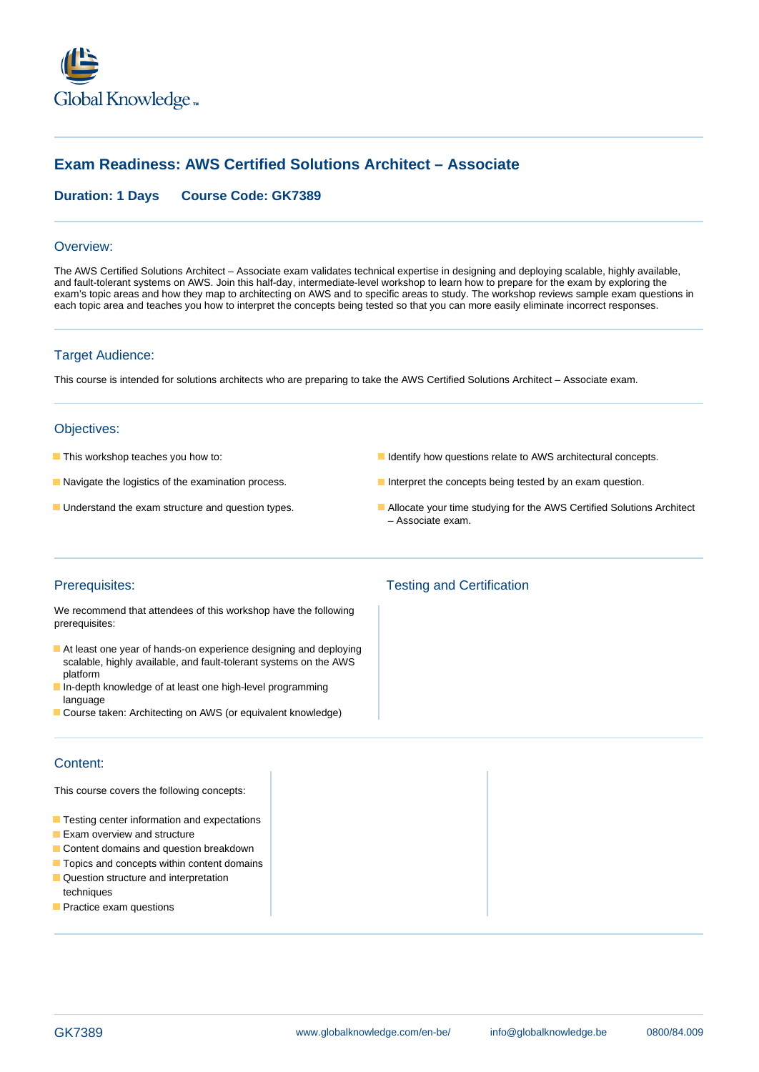Global Knowledge™

# Exam Readiness: AWS Certified Solutions Architect – Associate

**Duration: 1 Days** **Course Code: GK7389**

## Overview:

The AWS Certified Solutions Architect – Associate exam validates technical expertise in designing and deploying scalable, highly available, and fault-tolerant systems on AWS. Join this half-day, intermediate-level workshop to learn how to prepare for the exam by exploring the exam's topic areas and how they map to architecting on AWS and to specific areas to study. The workshop reviews sample exam questions in each topic area and teaches you how to interpret the concepts being tested so that you can more easily eliminate incorrect responses.

## Target Audience:

This course is intended for solutions architects who are preparing to take the AWS Certified Solutions Architect – Associate exam.

## Objectives:

- This workshop teaches you how to:
- Navigate the logistics of the examination process.
- Understand the exam structure and question types.
- Identify how questions relate to AWS architectural concepts.
- Interpret the concepts being tested by an exam question.
- Allocate your time studying for the AWS Certified Solutions Architect – Associate exam.

## Prerequisites:

We recommend that attendees of this workshop have the following prerequisites:

- At least one year of hands-on experience designing and deploying scalable, highly available, and fault-tolerant systems on the AWS platform
- In-depth knowledge of at least one high-level programming language
- Course taken: Architecting on AWS (or equivalent knowledge)

## Testing and Certification

## Content:

This course covers the following concepts:

- Testing center information and expectations
- Exam overview and structure
- Content domains and question breakdown
- Topics and concepts within content domains
- Question structure and interpretation techniques
- Practice exam questions

GK7389 www.globalknowledge.com/en-be/ info@globalknowledge.be 0800/84.009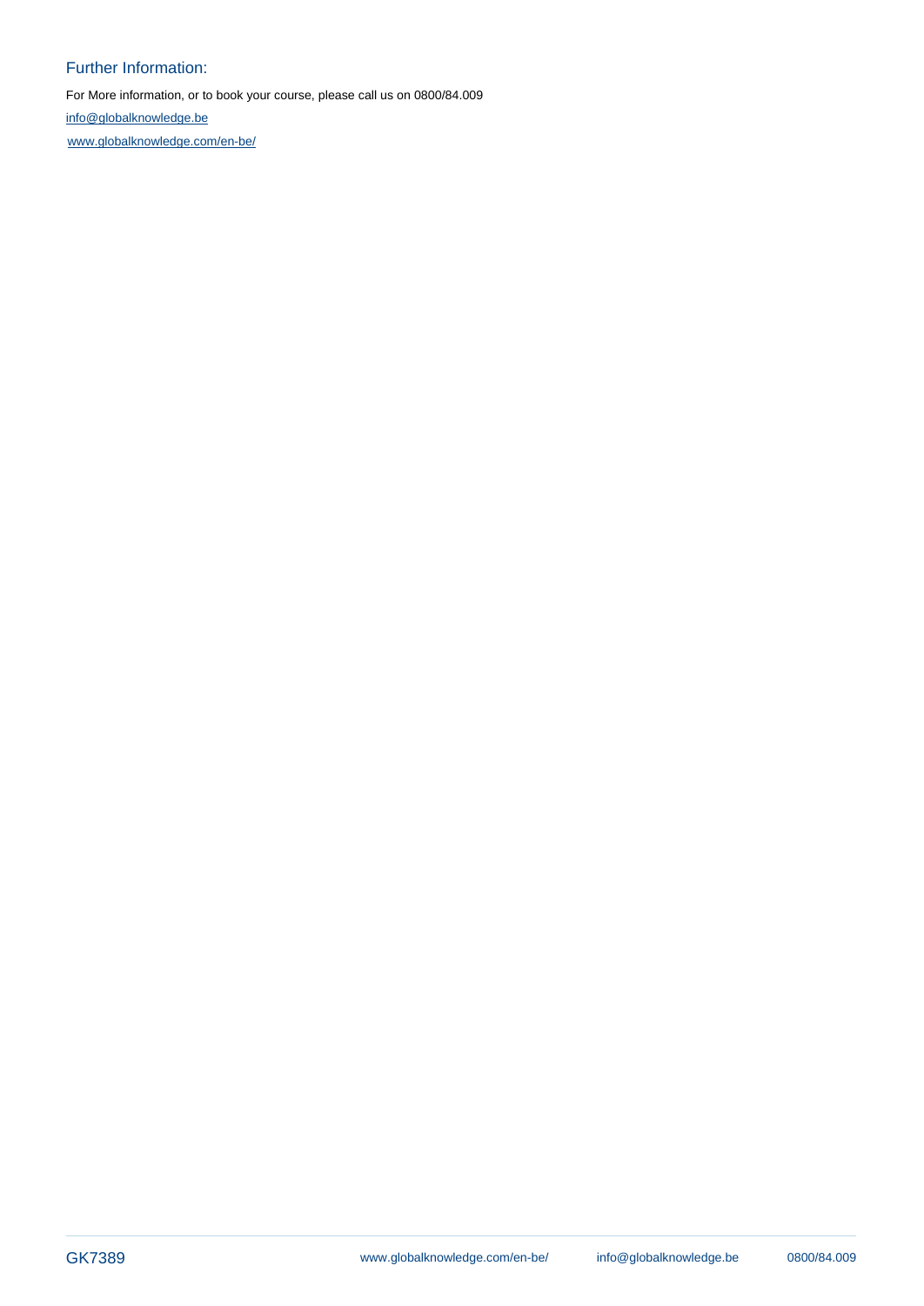## Further Information:

For More information, or to book your course, please call us on 0800/84.009

info@globalknowledge.be

www.globalknowledge.com/en-be/